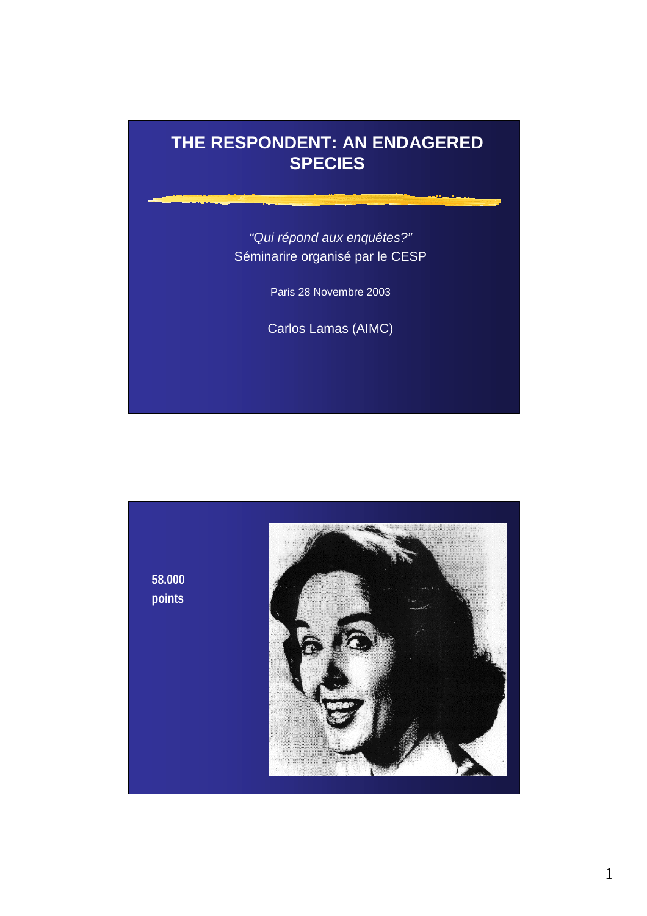# THE RESPONDENT: AN ENDAGERED SPECIES

*"Qui répond aux enquêtes?"*
Séminarire organisé par le CESP

Paris 28 Novembre 2003

Carlos Lamas (AIMC)

---

**58.000 points**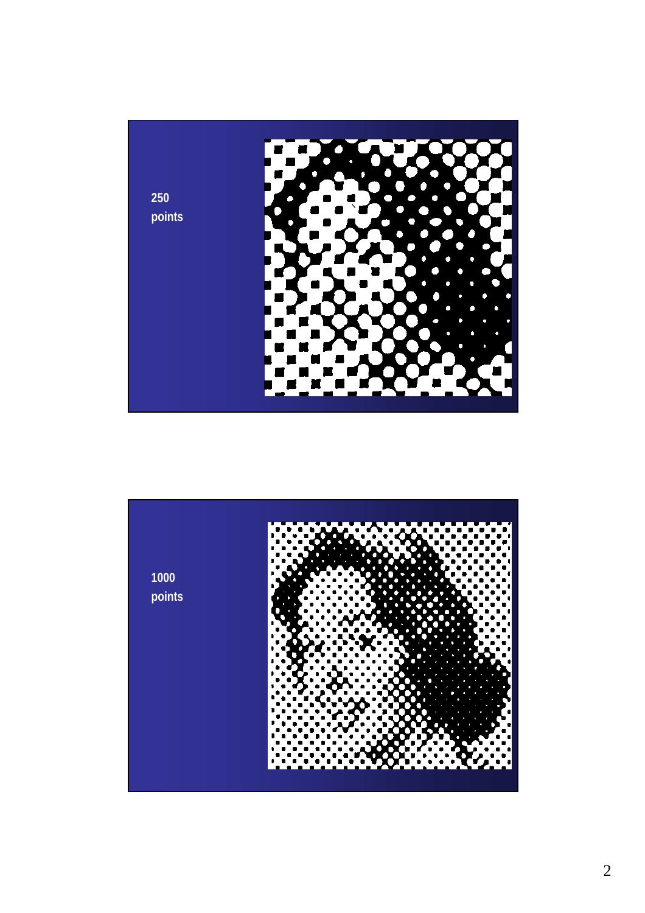250
points

1000
points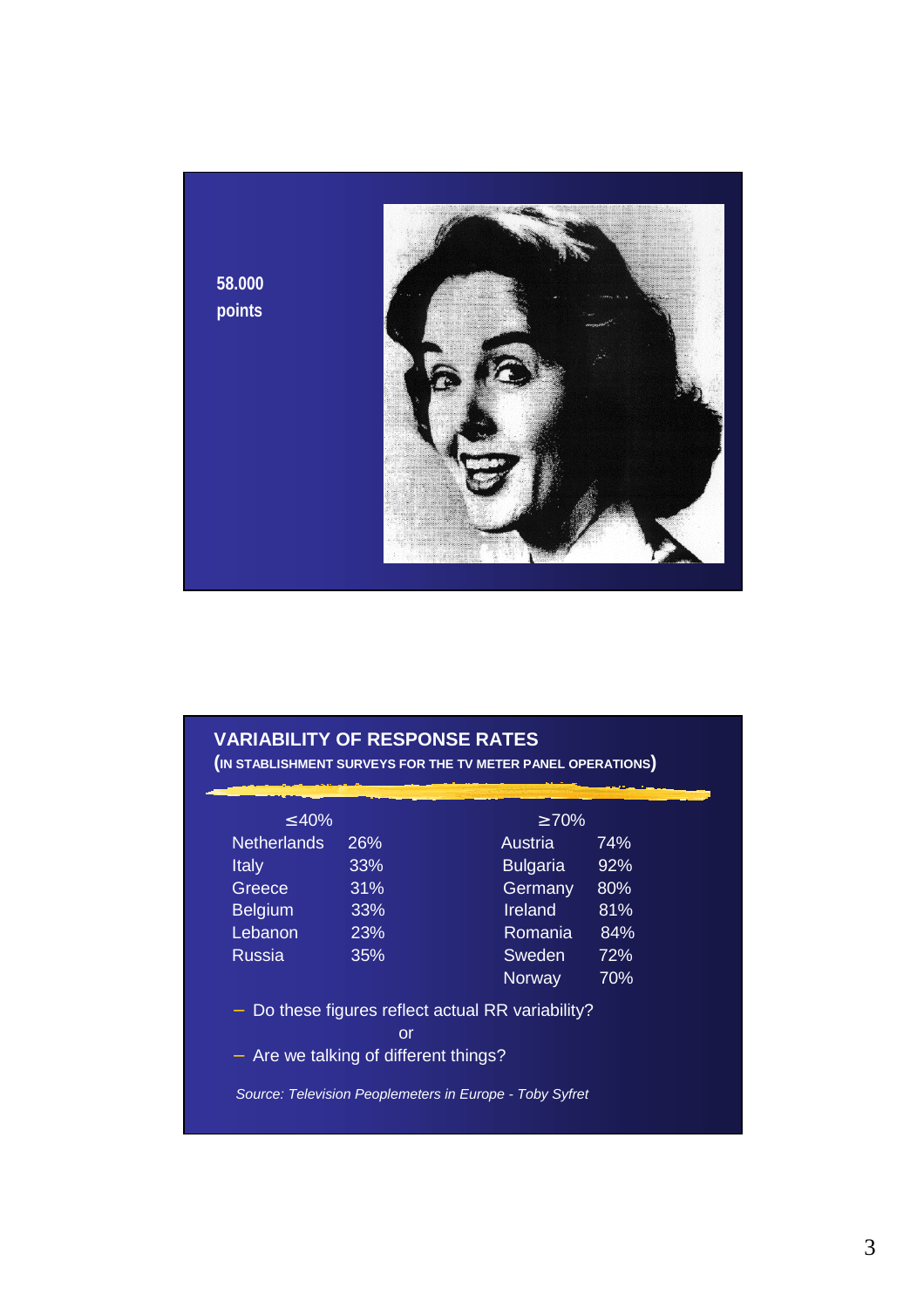58.000 points

## VARIABILITY OF RESPONSE RATES

(IN STABLISHMENT SURVEYS FOR THE TV METER PANEL OPERATIONS)

| ≤40% | | ≥70% | |
|---|---|---|---|
| Netherlands | 26% | Austria | 74% |
| Italy | 33% | Bulgaria | 92% |
| Greece | 31% | Germany | 80% |
| Belgium | 33% | Ireland | 81% |
| Lebanon | 23% | Romania | 84% |
| Russia | 35% | Sweden | 72% |
| | | Norway | 70% |

- Do these figures reflect actual RR variability?

  or

- Are we talking of different things?

*Source: Television Peoplemeters in Europe - Toby Syfret*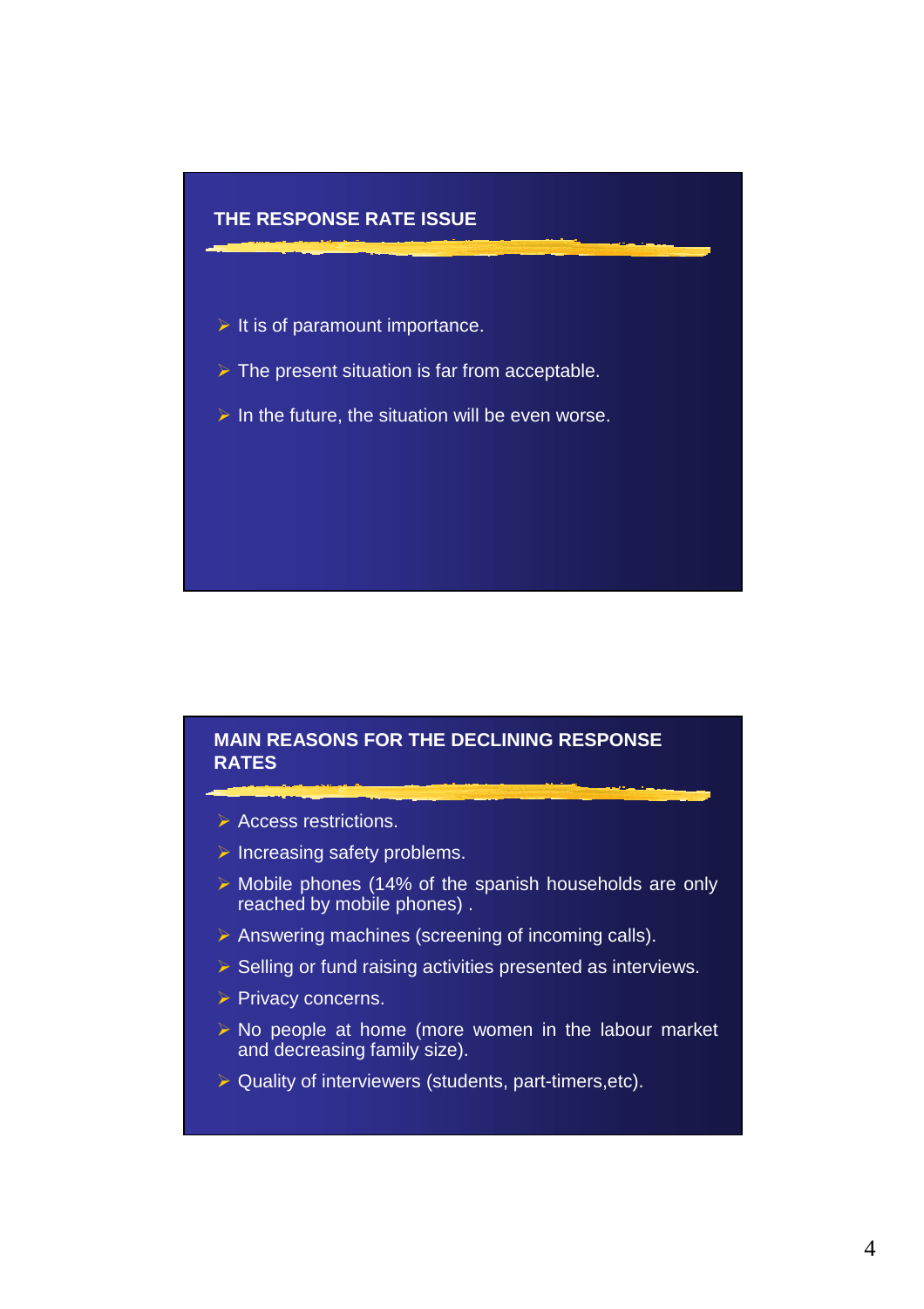## THE RESPONSE RATE ISSUE

- It is of paramount importance.
- The present situation is far from acceptable.
- In the future, the situation will be even worse.

## MAIN REASONS FOR THE DECLINING RESPONSE RATES

- Access restrictions.
- Increasing safety problems.
- Mobile phones (14% of the spanish households are only reached by mobile phones) .
- Answering machines (screening of incoming calls).
- Selling or fund raising activities presented as interviews.
- Privacy concerns.
- No people at home (more women in the labour market and decreasing family size).
- Quality of interviewers (students, part-timers,etc).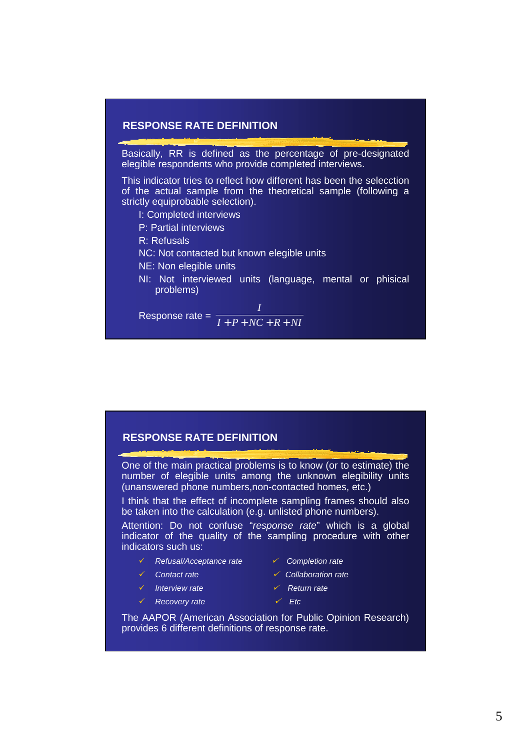## RESPONSE RATE DEFINITION

Basically, RR is defined as the percentage of pre-designated elegible respondents who provide completed interviews.

This indicator tries to reflect how different has been the selecction of the actual sample from the theoretical sample (following a strictly equiprobable selection).

- I: Completed interviews
- P: Partial interviews
- R: Refusals
- NC: Not contacted but known elegible units
- NE: Non elegible units
- NI: Not interviewed units (language, mental or phisical problems)

$$\text{Response rate} = \frac{I}{I + P + NC + R + NI}$$

## RESPONSE RATE DEFINITION

One of the main practical problems is to know (or to estimate) the number of elegible units among the unknown elegibility units (unanswered phone numbers,non-contacted homes, etc.)

I think that the effect of incomplete sampling frames should also be taken into the calculation (e.g. unlisted phone numbers).

Attention: Do not confuse "*response rate*" which is a global indicator of the quality of the sampling procedure with other indicators such us:

- ✓ *Refusal/Acceptance rate*
- ✓ *Contact rate*
- ✓ *Interview rate*
- ✓ *Recovery rate*
- ✓ *Completion rate*
- ✓ *Collaboration rate*
- ✓ *Return rate*
- ✓ *Etc*

The AAPOR (American Association for Public Opinion Research) provides 6 different definitions of response rate.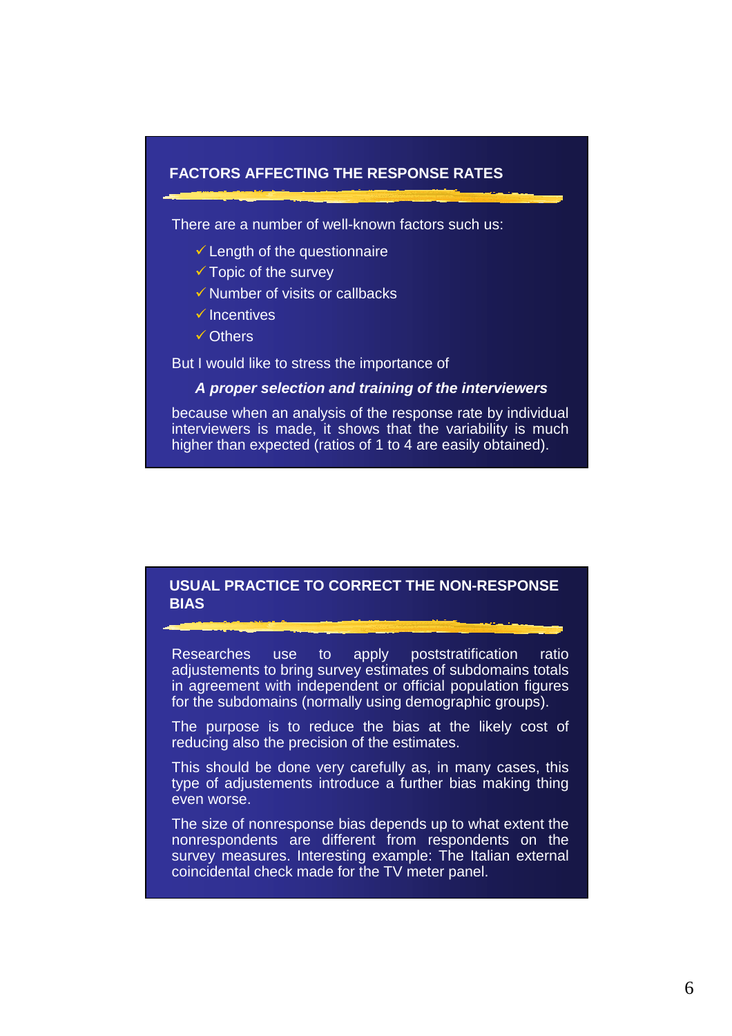## FACTORS AFFECTING THE RESPONSE RATES

There are a number of well-known factors such us:

- ✓ Length of the questionnaire
- ✓ Topic of the survey
- ✓ Number of visits or callbacks
- ✓ Incentives
- ✓ Others

But I would like to stress the importance of

***A proper selection and training of the interviewers***

because when an analysis of the response rate by individual interviewers is made, it shows that the variability is much higher than expected (ratios of 1 to 4 are easily obtained).

## USUAL PRACTICE TO CORRECT THE NON-RESPONSE BIAS

Researches use to apply poststratification ratio adjustements to bring survey estimates of subdomains totals in agreement with independent or official population figures for the subdomains (normally using demographic groups).

The purpose is to reduce the bias at the likely cost of reducing also the precision of the estimates.

This should be done very carefully as, in many cases, this type of adjustements introduce a further bias making thing even worse.

The size of nonresponse bias depends up to what extent the nonrespondents are different from respondents on the survey measures. Interesting example: The Italian external coincidental check made for the TV meter panel.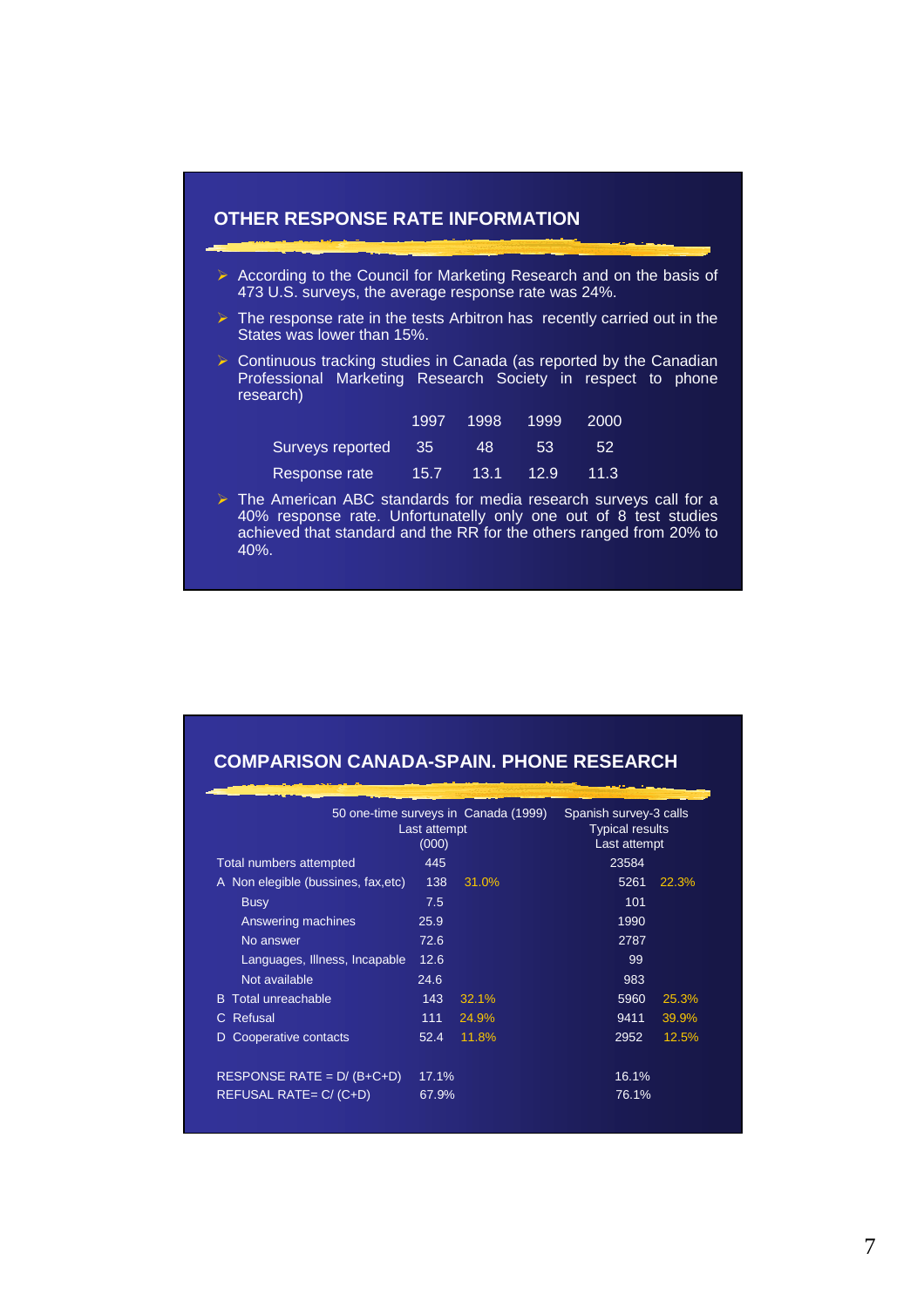## OTHER RESPONSE RATE INFORMATION

- According to the Council for Marketing Research and on the basis of 473 U.S. surveys, the average response rate was 24%.
- The response rate in the tests Arbitron has recently carried out in the States was lower than 15%.
- Continuous tracking studies in Canada (as reported by the Canadian Professional Marketing Research Society in respect to phone research)

| | 1997 | 1998 | 1999 | 2000 |
|---|---|---|---|---|
| Surveys reported | 35 | 48 | 53 | 52 |
| Response rate | 15.7 | 13.1 | 12.9 | 11.3 |

- The American ABC standards for media research surveys call for a 40% response rate. Unfortunatelly only one out of 8 test studies achieved that standard and the RR for the others ranged from 20% to 40%.

## COMPARISON CANADA-SPAIN. PHONE RESEARCH

| | 50 one-time surveys in Canada (1999) Last attempt (000) | | Spanish survey-3 calls Typical results Last attempt | |
|---|---|---|---|---|
| Total numbers attempted | 445 | | 23584 | |
| A Non elegible (bussines, fax,etc) | 138 | 31.0% | 5261 | 22.3% |
| Busy | 7.5 | | 101 | |
| Answering machines | 25.9 | | 1990 | |
| No answer | 72.6 | | 2787 | |
| Languages, Illness, Incapable | 12.6 | | 99 | |
| Not available | 24.6 | | 983 | |
| B Total unreachable | 143 | 32.1% | 5960 | 25.3% |
| C Refusal | 111 | 24.9% | 9411 | 39.9% |
| D Cooperative contacts | 52.4 | 11.8% | 2952 | 12.5% |
| RESPONSE RATE = D/ (B+C+D) | 17.1% | | 16.1% | |
| REFUSAL RATE= C/ (C+D) | 67.9% | | 76.1% | |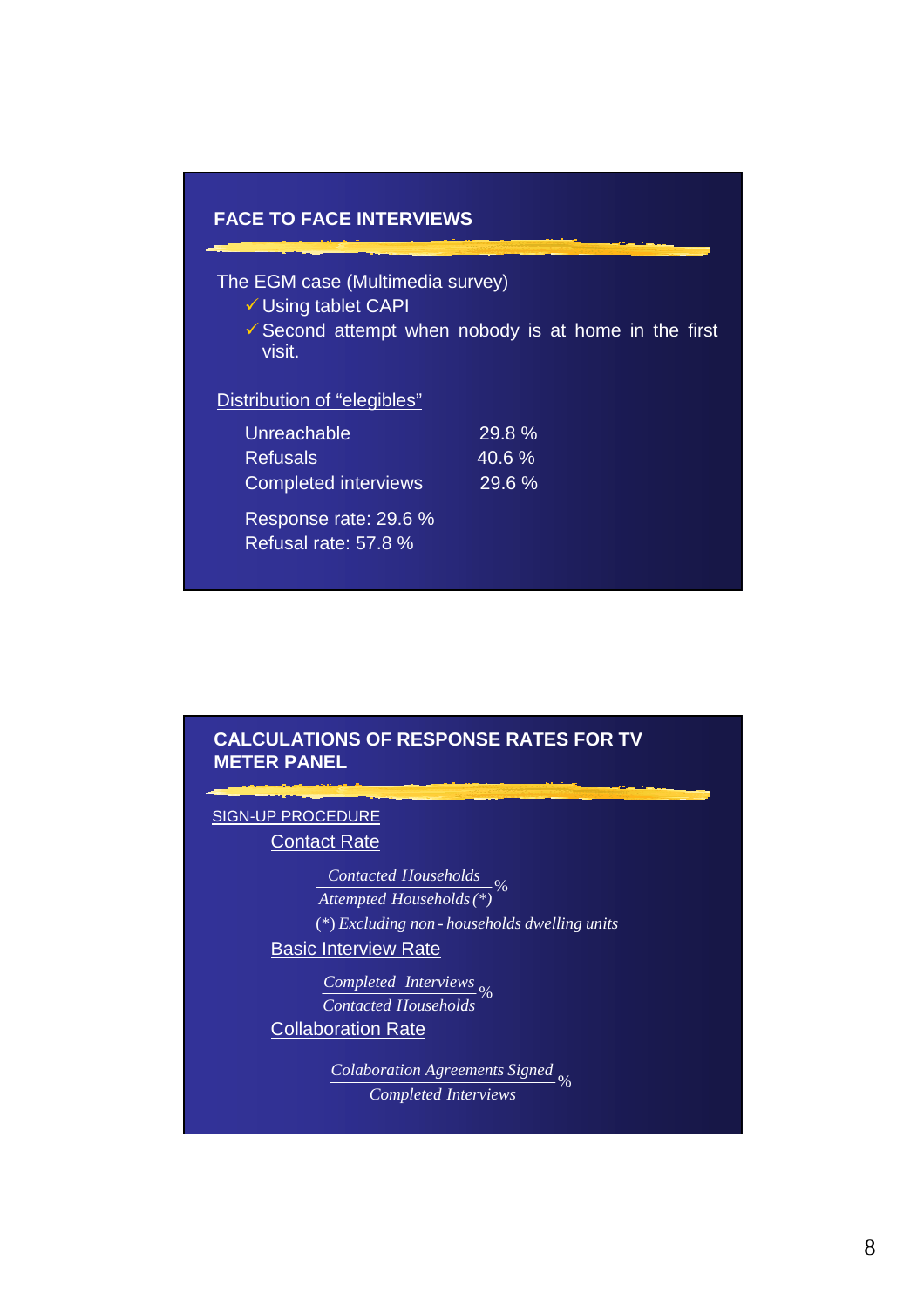## FACE TO FACE INTERVIEWS

The EGM case (Multimedia survey)

- ✓ Using tablet CAPI
- ✓ Second attempt when nobody is at home in the first visit.

Distribution of “elegibles”

| | |
|---|---|
| Unreachable | 29.8 % |
| Refusals | 40.6 % |
| Completed interviews | 29.6 % |

Response rate: 29.6 %

Refusal rate: 57.8 %

## CALCULATIONS OF RESPONSE RATES FOR TV METER PANEL

SIGN-UP PROCEDURE

Contact Rate

$$\frac{Contacted\ Households}{Attempted\ Households\,(*)}\%$$

(*) *Excluding non-households dwelling units*

Basic Interview Rate

$$\frac{Completed\ \ Interviews}{Contacted\ Households}\%$$

Collaboration Rate

$$\frac{Colaboration\ Agreements\ Signed}{Completed\ Interviews}\%$$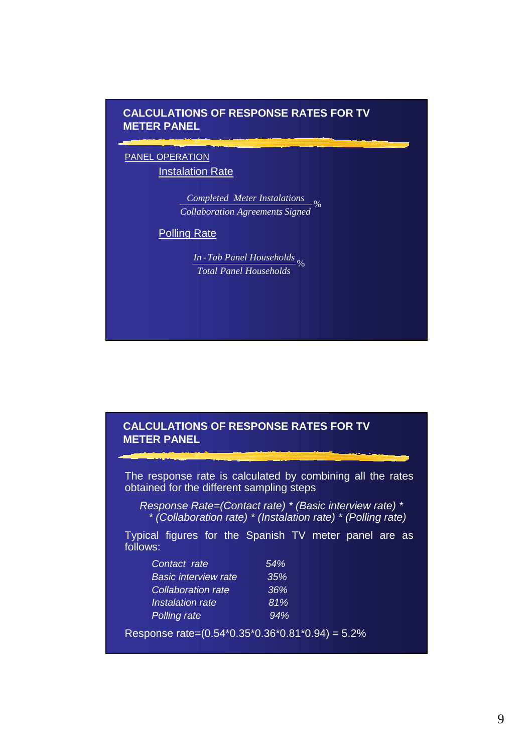## CALCULATIONS OF RESPONSE RATES FOR TV METER PANEL

PANEL OPERATION

### Instalation Rate

$$\frac{\textit{Completed Meter Instalations}}{\textit{Collaboration Agreements Signed}}\%$$

### Polling Rate

$$\frac{\textit{In-Tab Panel Households}}{\textit{Total Panel Households}}\%$$

## CALCULATIONS OF RESPONSE RATES FOR TV METER PANEL

The response rate is calculated by combining all the rates obtained for the different sampling steps

*Response Rate=(Contact rate) * (Basic interview rate) * * (Collaboration rate) * (Instalation rate) * (Polling rate)*

Typical figures for the Spanish TV meter panel are as follows:

| | |
|---|---|
| *Contact rate* | *54%* |
| *Basic interview rate* | *35%* |
| *Collaboration rate* | *36%* |
| *Instalation rate* | *81%* |
| *Polling rate* | *94%* |

Response rate=(0.54*0.35*0.36*0.81*0.94) = 5.2%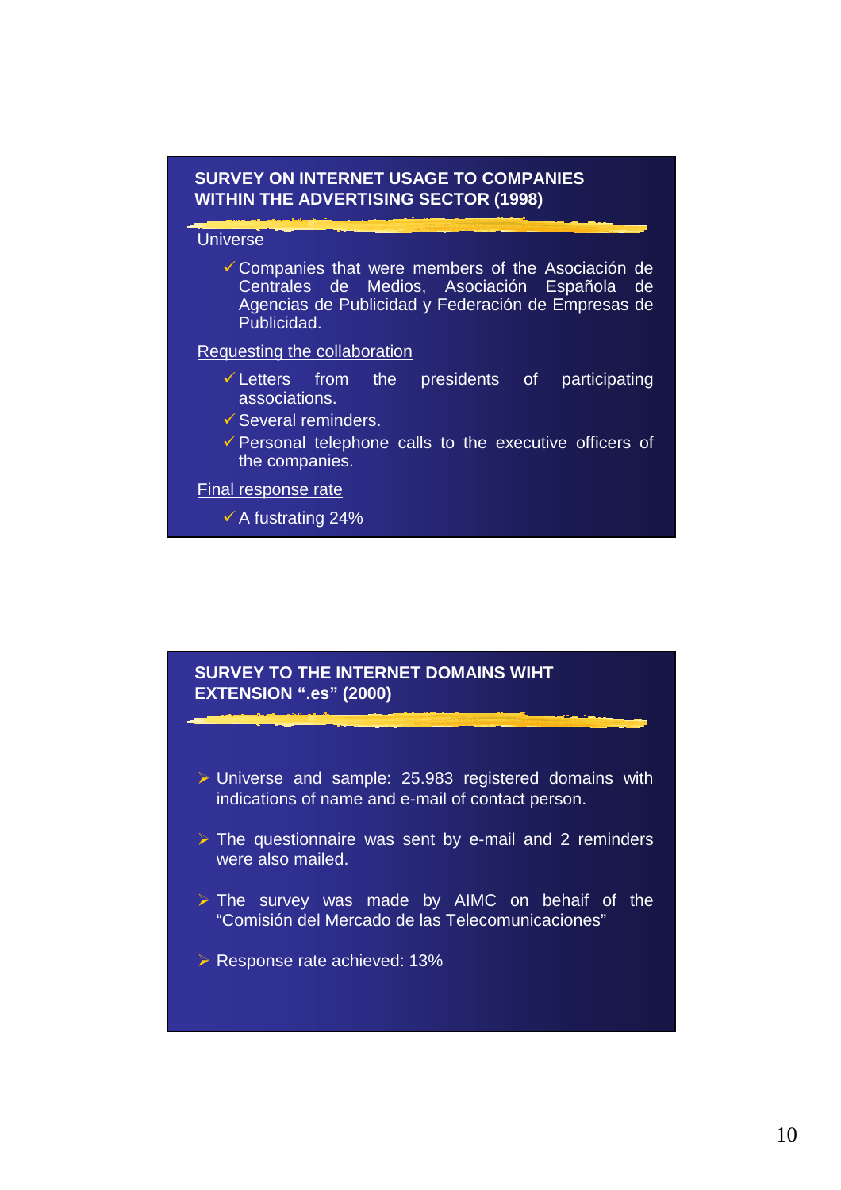## SURVEY ON INTERNET USAGE TO COMPANIES WITHIN THE ADVERTISING SECTOR (1998)

Universe

- ✓ Companies that were members of the Asociación de Centrales de Medios, Asociación Española de Agencias de Publicidad y Federación de Empresas de Publicidad.

Requesting the collaboration

- ✓ Letters from the presidents of participating associations.
- ✓ Several reminders.
- ✓ Personal telephone calls to the executive officers of the companies.

Final response rate

- ✓ A fustrating 24%

## SURVEY TO THE INTERNET DOMAINS WIHT EXTENSION ".es" (2000)

- ➢ Universe and sample: 25.983 registered domains with indications of name and e-mail of contact person.
- ➢ The questionnaire was sent by e-mail and 2 reminders were also mailed.
- ➢ The survey was made by AIMC on behaif of the "Comisión del Mercado de las Telecomunicaciones"
- ➢ Response rate achieved: 13%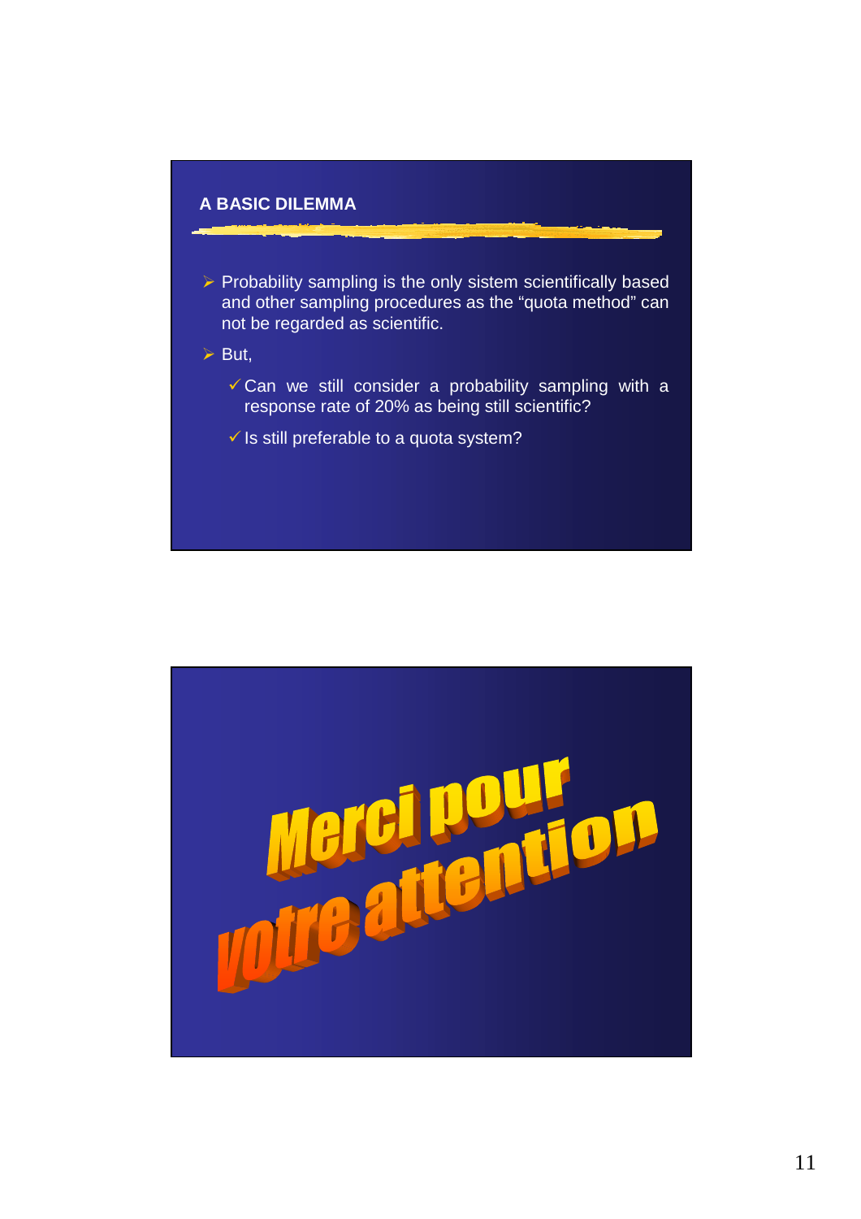## A BASIC DILEMMA

- Probability sampling is the only sistem scientifically based and other sampling procedures as the “quota method” can not be regarded as scientific.
- But,
  - ✓ Can we still consider a probability sampling with a response rate of 20% as being still scientific?
  - ✓ Is still preferable to a quota system?

Merci pour votre attention